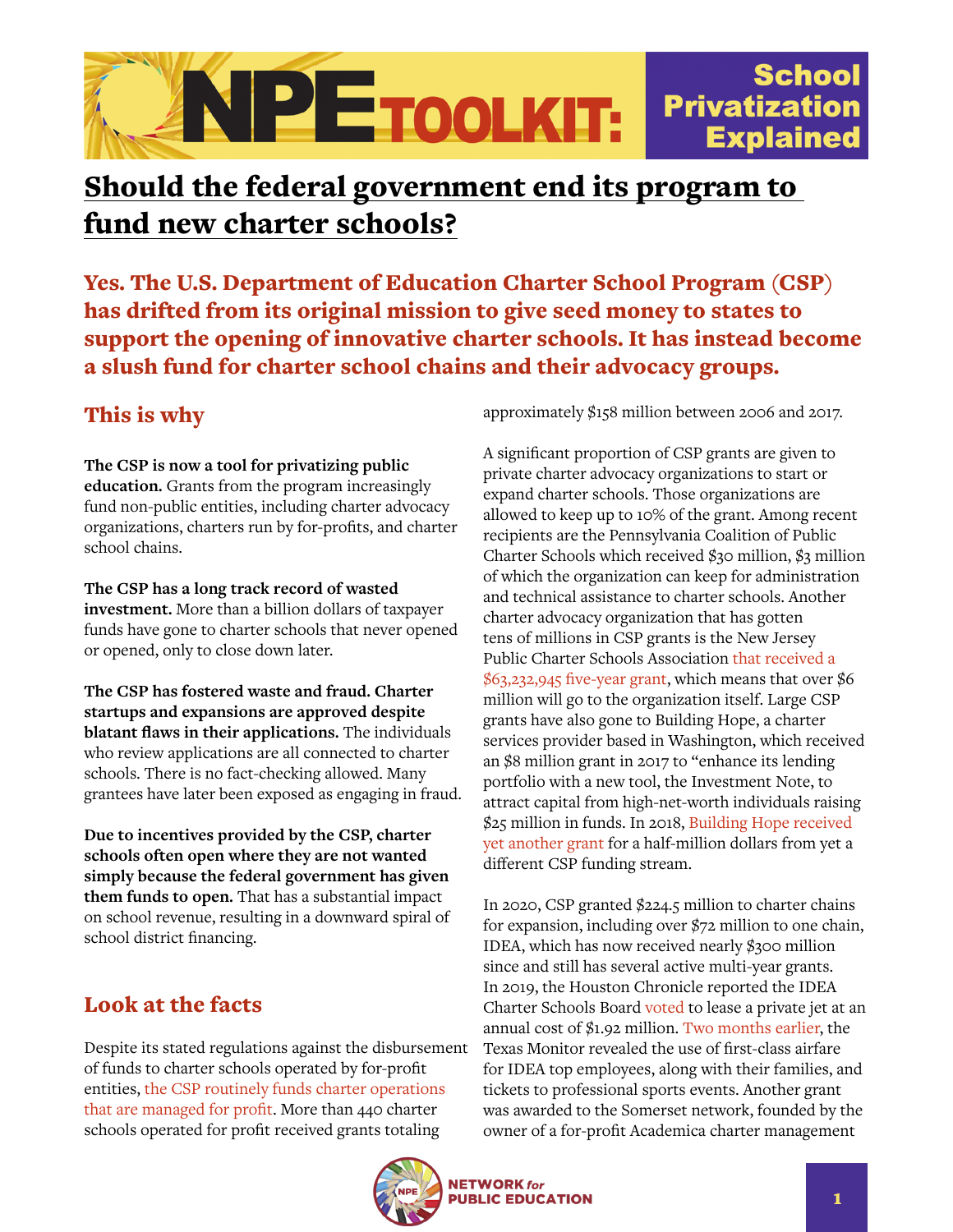NPE TOOLKIT: School Privatization Explained

# Should the federal government end its program to fund new charter schools?

**Yes. The U.S. Department of Education Charter School Program (CSP) has drifted from its original mission to give seed money to states to support the opening of innovative charter schools. It has instead become a slush fund for charter school chains and their advocacy groups.**

## This is why

**The CSP is now a tool for privatizing public education.** Grants from the program increasingly fund non-public entities, including charter advocacy organizations, charters run by for-profits, and charter school chains.

**The CSP has a long track record of wasted investment.** More than a billion dollars of taxpayer funds have gone to charter schools that never opened or opened, only to close down later.

**The CSP has fostered waste and fraud. Charter startups and expansions are approved despite blatant flaws in their applications.** The individuals who review applications are all connected to charter schools. There is no fact-checking allowed. Many grantees have later been exposed as engaging in fraud.

**Due to incentives provided by the CSP, charter schools often open where they are not wanted simply because the federal government has given them funds to open.** That has a substantial impact on school revenue, resulting in a downward spiral of school district financing.

## Look at the facts

Despite its stated regulations against the disbursement of funds to charter schools operated by for-profit entities, the CSP routinely funds charter operations that are managed for profit. More than 440 charter schools operated for profit received grants totaling approximately $158 million between 2006 and 2017.

A significant proportion of CSP grants are given to private charter advocacy organizations to start or expand charter schools. Those organizations are allowed to keep up to 10% of the grant. Among recent recipients are the Pennsylvania Coalition of Public Charter Schools which received $30 million, $3 million of which the organization can keep for administration and technical assistance to charter schools. Another charter advocacy organization that has gotten tens of millions in CSP grants is the New Jersey Public Charter Schools Association that received a $63,232,945 five-year grant, which means that over $6 million will go to the organization itself. Large CSP grants have also gone to Building Hope, a charter services provider based in Washington, which received an $8 million grant in 2017 to "enhance its lending portfolio with a new tool, the Investment Note, to attract capital from high-net-worth individuals raising $25 million in funds. In 2018, Building Hope received yet another grant for a half-million dollars from yet a different CSP funding stream.

In 2020, CSP granted $224.5 million to charter chains for expansion, including over $72 million to one chain, IDEA, which has now received nearly $300 million since and still has several active multi-year grants. In 2019, the Houston Chronicle reported the IDEA Charter Schools Board voted to lease a private jet at an annual cost of $1.92 million. Two months earlier, the Texas Monitor revealed the use of first-class airfare for IDEA top employees, along with their families, and tickets to professional sports events. Another grant was awarded to the Somerset network, founded by the owner of a for-profit Academica charter management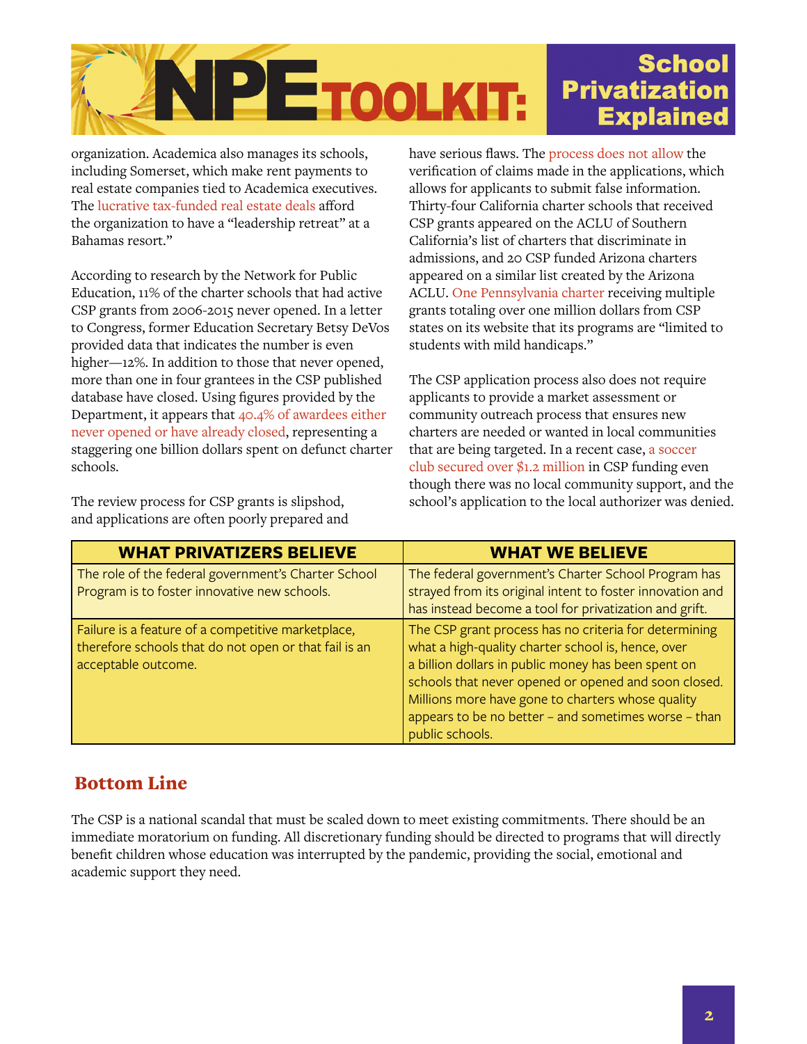organization. Academica also manages its schools, including Somerset, which make rent payments to real estate companies tied to Academica executives. The lucrative tax-funded real estate deals afford the organization to have a "leadership retreat" at a Bahamas resort."

According to research by the Network for Public Education, 11% of the charter schools that had active CSP grants from 2006-2015 never opened. In a letter to Congress, former Education Secretary Betsy DeVos provided data that indicates the number is even higher—12%. In addition to those that never opened, more than one in four grantees in the CSP published database have closed. Using figures provided by the Department, it appears that 40.4% of awardees either never opened or have already closed, representing a staggering one billion dollars spent on defunct charter schools.

The review process for CSP grants is slipshod, and applications are often poorly prepared and have serious flaws. The process does not allow the verification of claims made in the applications, which allows for applicants to submit false information. Thirty-four California charter schools that received CSP grants appeared on the ACLU of Southern California's list of charters that discriminate in admissions, and 20 CSP funded Arizona charters appeared on a similar list created by the Arizona ACLU. One Pennsylvania charter receiving multiple grants totaling over one million dollars from CSP states on its website that its programs are "limited to students with mild handicaps."

The CSP application process also does not require applicants to provide a market assessment or community outreach process that ensures new charters are needed or wanted in local communities that are being targeted. In a recent case, a soccer club secured over $1.2 million in CSP funding even though there was no local community support, and the school's application to the local authorizer was denied.

| WHAT PRIVATIZERS BELIEVE | WHAT WE BELIEVE |
|---|---|
| The role of the federal government's Charter School Program is to foster innovative new schools. | The federal government's Charter School Program has strayed from its original intent to foster innovation and has instead become a tool for privatization and grift. |
| Failure is a feature of a competitive marketplace, therefore schools that do not open or that fail is an acceptable outcome. | The CSP grant process has no criteria for determining what a high-quality charter school is, hence, over a billion dollars in public money has been spent on schools that never opened or opened and soon closed. Millions more have gone to charters whose quality appears to be no better – and sometimes worse – than public schools. |

## Bottom Line

The CSP is a national scandal that must be scaled down to meet existing commitments. There should be an immediate moratorium on funding. All discretionary funding should be directed to programs that will directly benefit children whose education was interrupted by the pandemic, providing the social, emotional and academic support they need.